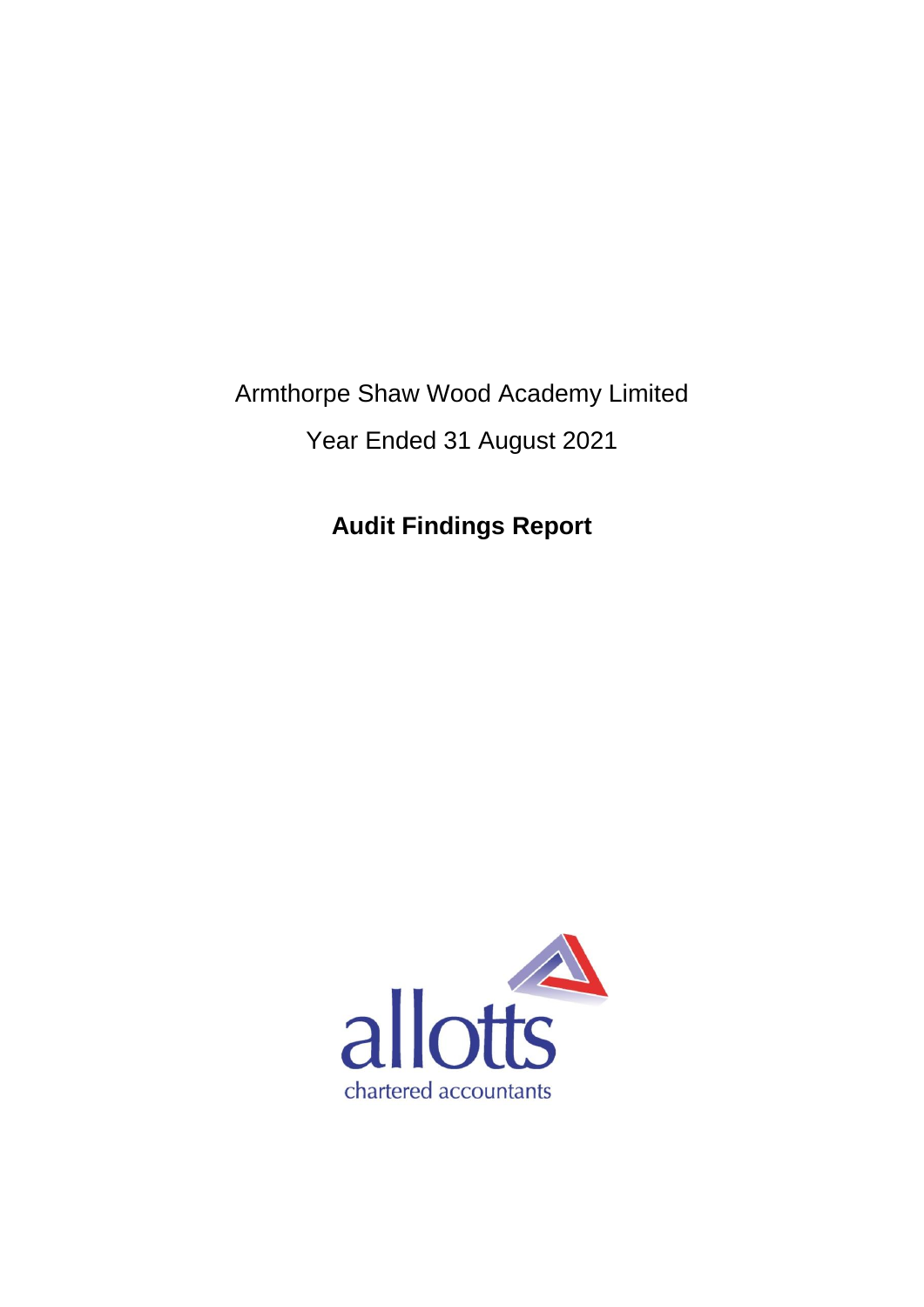Armthorpe Shaw Wood Academy Limited

Year Ended 31 August 2021

# Audit Findings Report

allotts

chartered accountants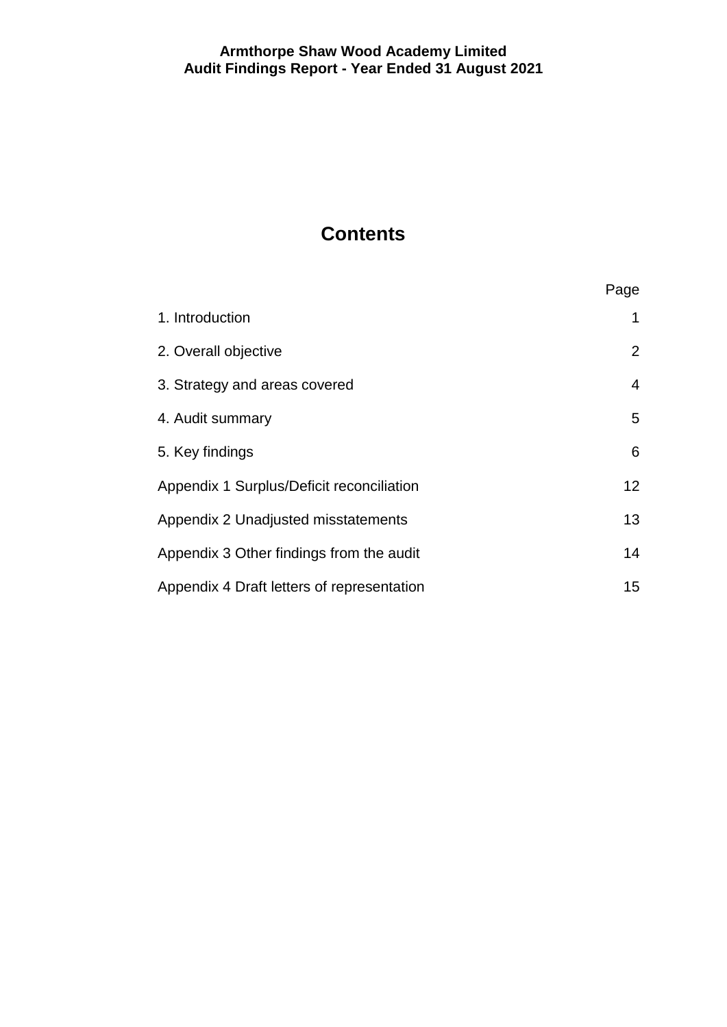# Contents

| | Page |
|---|---|
| 1. Introduction | 1 |
| 2. Overall objective | 2 |
| 3. Strategy and areas covered | 4 |
| 4. Audit summary | 5 |
| 5. Key findings | 6 |
| Appendix 1 Surplus/Deficit reconciliation | 12 |
| Appendix 2 Unadjusted misstatements | 13 |
| Appendix 3 Other findings from the audit | 14 |
| Appendix 4 Draft letters of representation | 15 |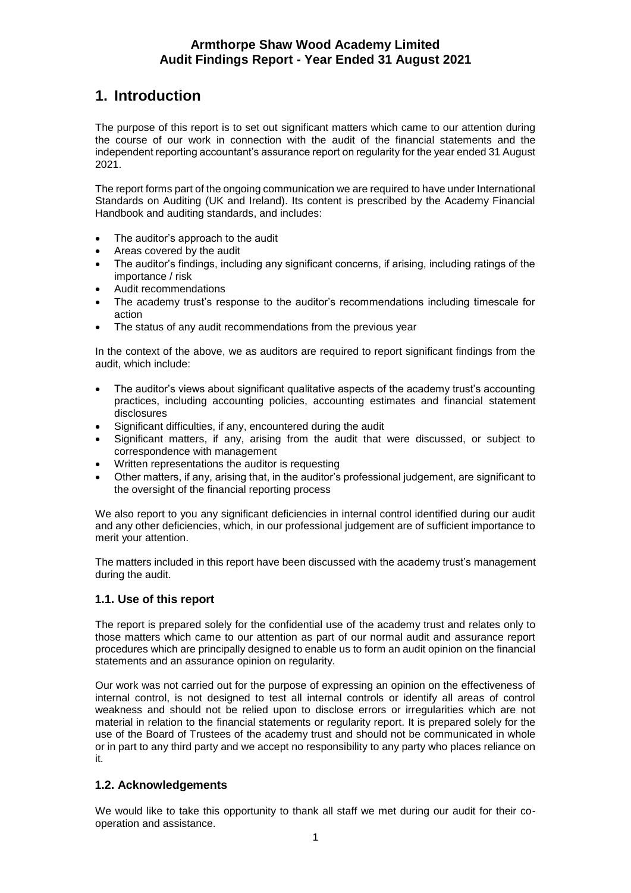# 1. Introduction

The purpose of this report is to set out significant matters which came to our attention during the course of our work in connection with the audit of the financial statements and the independent reporting accountant's assurance report on regularity for the year ended 31 August 2021.

The report forms part of the ongoing communication we are required to have under International Standards on Auditing (UK and Ireland). Its content is prescribed by the Academy Financial Handbook and auditing standards, and includes:

- The auditor's approach to the audit
- Areas covered by the audit
- The auditor's findings, including any significant concerns, if arising, including ratings of the importance / risk
- Audit recommendations
- The academy trust's response to the auditor's recommendations including timescale for action
- The status of any audit recommendations from the previous year

In the context of the above, we as auditors are required to report significant findings from the audit, which include:

- The auditor's views about significant qualitative aspects of the academy trust's accounting practices, including accounting policies, accounting estimates and financial statement disclosures
- Significant difficulties, if any, encountered during the audit
- Significant matters, if any, arising from the audit that were discussed, or subject to correspondence with management
- Written representations the auditor is requesting
- Other matters, if any, arising that, in the auditor's professional judgement, are significant to the oversight of the financial reporting process

We also report to you any significant deficiencies in internal control identified during our audit and any other deficiencies, which, in our professional judgement are of sufficient importance to merit your attention.

The matters included in this report have been discussed with the academy trust's management during the audit.

## 1.1. Use of this report

The report is prepared solely for the confidential use of the academy trust and relates only to those matters which came to our attention as part of our normal audit and assurance report procedures which are principally designed to enable us to form an audit opinion on the financial statements and an assurance opinion on regularity.

Our work was not carried out for the purpose of expressing an opinion on the effectiveness of internal control, is not designed to test all internal controls or identify all areas of control weakness and should not be relied upon to disclose errors or irregularities which are not material in relation to the financial statements or regularity report. It is prepared solely for the use of the Board of Trustees of the academy trust and should not be communicated in whole or in part to any third party and we accept no responsibility to any party who places reliance on it.

## 1.2. Acknowledgements

We would like to take this opportunity to thank all staff we met during our audit for their co-operation and assistance.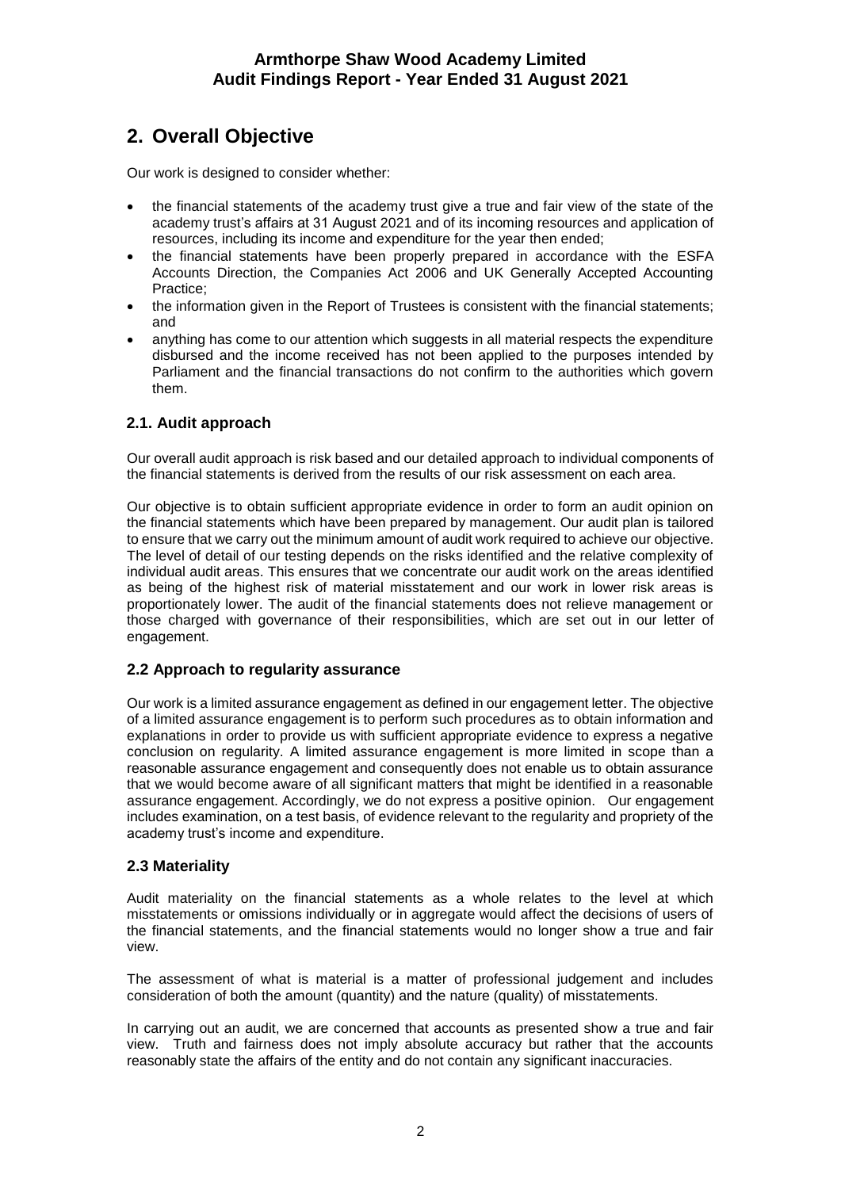# 2. Overall Objective

Our work is designed to consider whether:

- the financial statements of the academy trust give a true and fair view of the state of the academy trust's affairs at 31 August 2021 and of its incoming resources and application of resources, including its income and expenditure for the year then ended;
- the financial statements have been properly prepared in accordance with the ESFA Accounts Direction, the Companies Act 2006 and UK Generally Accepted Accounting Practice;
- the information given in the Report of Trustees is consistent with the financial statements; and
- anything has come to our attention which suggests in all material respects the expenditure disbursed and the income received has not been applied to the purposes intended by Parliament and the financial transactions do not confirm to the authorities which govern them.

## 2.1. Audit approach

Our overall audit approach is risk based and our detailed approach to individual components of the financial statements is derived from the results of our risk assessment on each area.

Our objective is to obtain sufficient appropriate evidence in order to form an audit opinion on the financial statements which have been prepared by management. Our audit plan is tailored to ensure that we carry out the minimum amount of audit work required to achieve our objective. The level of detail of our testing depends on the risks identified and the relative complexity of individual audit areas. This ensures that we concentrate our audit work on the areas identified as being of the highest risk of material misstatement and our work in lower risk areas is proportionately lower. The audit of the financial statements does not relieve management or those charged with governance of their responsibilities, which are set out in our letter of engagement.

## 2.2 Approach to regularity assurance

Our work is a limited assurance engagement as defined in our engagement letter. The objective of a limited assurance engagement is to perform such procedures as to obtain information and explanations in order to provide us with sufficient appropriate evidence to express a negative conclusion on regularity. A limited assurance engagement is more limited in scope than a reasonable assurance engagement and consequently does not enable us to obtain assurance that we would become aware of all significant matters that might be identified in a reasonable assurance engagement. Accordingly, we do not express a positive opinion. Our engagement includes examination, on a test basis, of evidence relevant to the regularity and propriety of the academy trust's income and expenditure.

## 2.3 Materiality

Audit materiality on the financial statements as a whole relates to the level at which misstatements or omissions individually or in aggregate would affect the decisions of users of the financial statements, and the financial statements would no longer show a true and fair view.

The assessment of what is material is a matter of professional judgement and includes consideration of both the amount (quantity) and the nature (quality) of misstatements.

In carrying out an audit, we are concerned that accounts as presented show a true and fair view. Truth and fairness does not imply absolute accuracy but rather that the accounts reasonably state the affairs of the entity and do not contain any significant inaccuracies.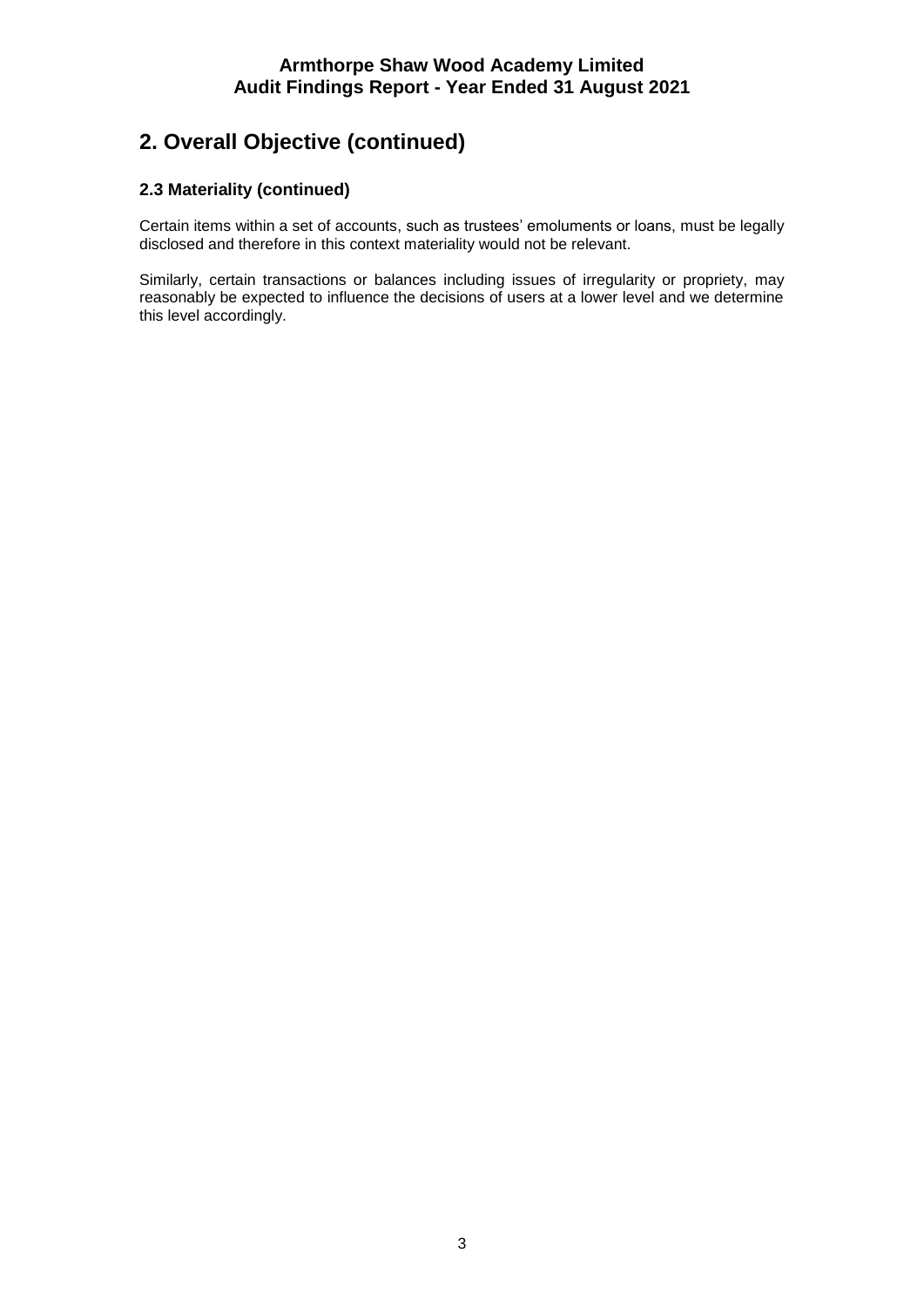## 2. Overall Objective (continued)

### 2.3 Materiality (continued)

Certain items within a set of accounts, such as trustees' emoluments or loans, must be legally disclosed and therefore in this context materiality would not be relevant.

Similarly, certain transactions or balances including issues of irregularity or propriety, may reasonably be expected to influence the decisions of users at a lower level and we determine this level accordingly.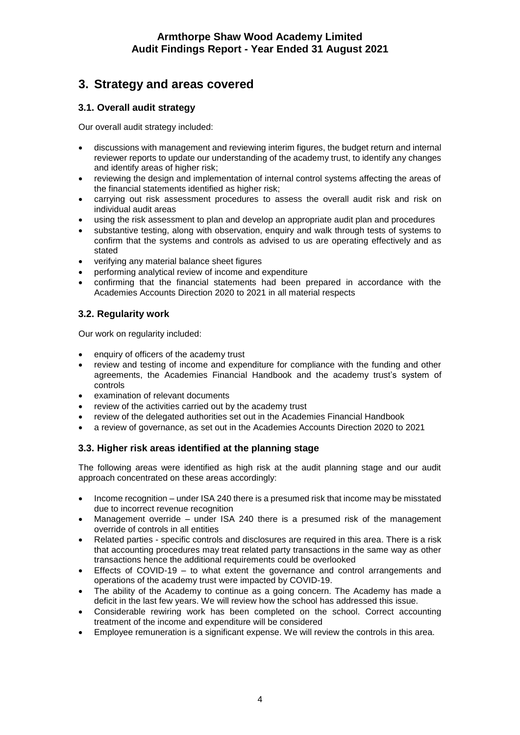## 3. Strategy and areas covered

### 3.1. Overall audit strategy

Our overall audit strategy included:

- discussions with management and reviewing interim figures, the budget return and internal reviewer reports to update our understanding of the academy trust, to identify any changes and identify areas of higher risk;
- reviewing the design and implementation of internal control systems affecting the areas of the financial statements identified as higher risk;
- carrying out risk assessment procedures to assess the overall audit risk and risk on individual audit areas
- using the risk assessment to plan and develop an appropriate audit plan and procedures
- substantive testing, along with observation, enquiry and walk through tests of systems to confirm that the systems and controls as advised to us are operating effectively and as stated
- verifying any material balance sheet figures
- performing analytical review of income and expenditure
- confirming that the financial statements had been prepared in accordance with the Academies Accounts Direction 2020 to 2021 in all material respects

### 3.2. Regularity work

Our work on regularity included:

- enquiry of officers of the academy trust
- review and testing of income and expenditure for compliance with the funding and other agreements, the Academies Financial Handbook and the academy trust's system of controls
- examination of relevant documents
- review of the activities carried out by the academy trust
- review of the delegated authorities set out in the Academies Financial Handbook
- a review of governance, as set out in the Academies Accounts Direction 2020 to 2021

### 3.3. Higher risk areas identified at the planning stage

The following areas were identified as high risk at the audit planning stage and our audit approach concentrated on these areas accordingly:

- Income recognition – under ISA 240 there is a presumed risk that income may be misstated due to incorrect revenue recognition
- Management override – under ISA 240 there is a presumed risk of the management override of controls in all entities
- Related parties - specific controls and disclosures are required in this area. There is a risk that accounting procedures may treat related party transactions in the same way as other transactions hence the additional requirements could be overlooked
- Effects of COVID-19 – to what extent the governance and control arrangements and operations of the academy trust were impacted by COVID-19.
- The ability of the Academy to continue as a going concern. The Academy has made a deficit in the last few years. We will review how the school has addressed this issue.
- Considerable rewiring work has been completed on the school. Correct accounting treatment of the income and expenditure will be considered
- Employee remuneration is a significant expense. We will review the controls in this area.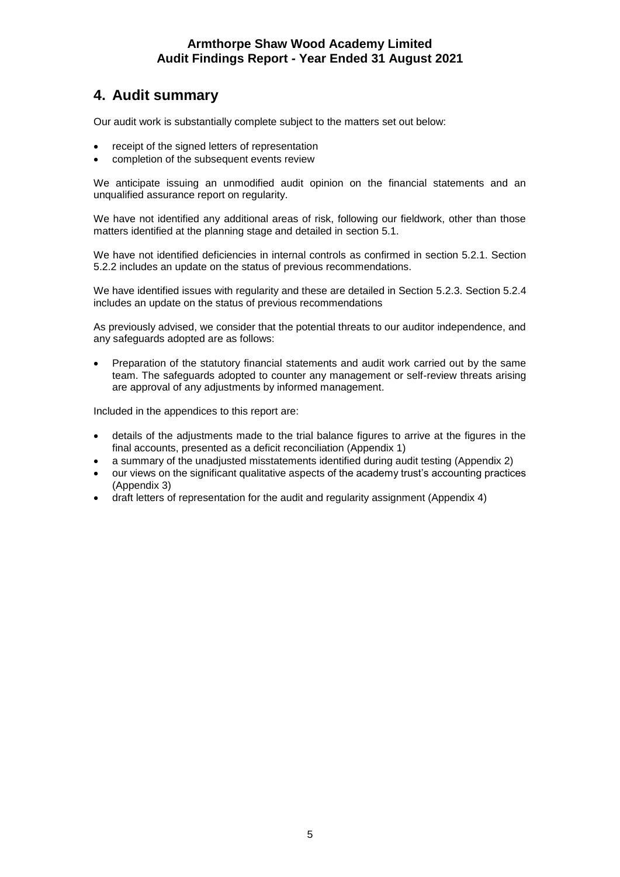## 4. Audit summary

Our audit work is substantially complete subject to the matters set out below:

- receipt of the signed letters of representation
- completion of the subsequent events review

We anticipate issuing an unmodified audit opinion on the financial statements and an unqualified assurance report on regularity.

We have not identified any additional areas of risk, following our fieldwork, other than those matters identified at the planning stage and detailed in section 5.1.

We have not identified deficiencies in internal controls as confirmed in section 5.2.1. Section 5.2.2 includes an update on the status of previous recommendations.

We have identified issues with regularity and these are detailed in Section 5.2.3. Section 5.2.4 includes an update on the status of previous recommendations

As previously advised, we consider that the potential threats to our auditor independence, and any safeguards adopted are as follows:

- Preparation of the statutory financial statements and audit work carried out by the same team. The safeguards adopted to counter any management or self-review threats arising are approval of any adjustments by informed management.

Included in the appendices to this report are:

- details of the adjustments made to the trial balance figures to arrive at the figures in the final accounts, presented as a deficit reconciliation (Appendix 1)
- a summary of the unadjusted misstatements identified during audit testing (Appendix 2)
- our views on the significant qualitative aspects of the academy trust's accounting practices (Appendix 3)
- draft letters of representation for the audit and regularity assignment (Appendix 4)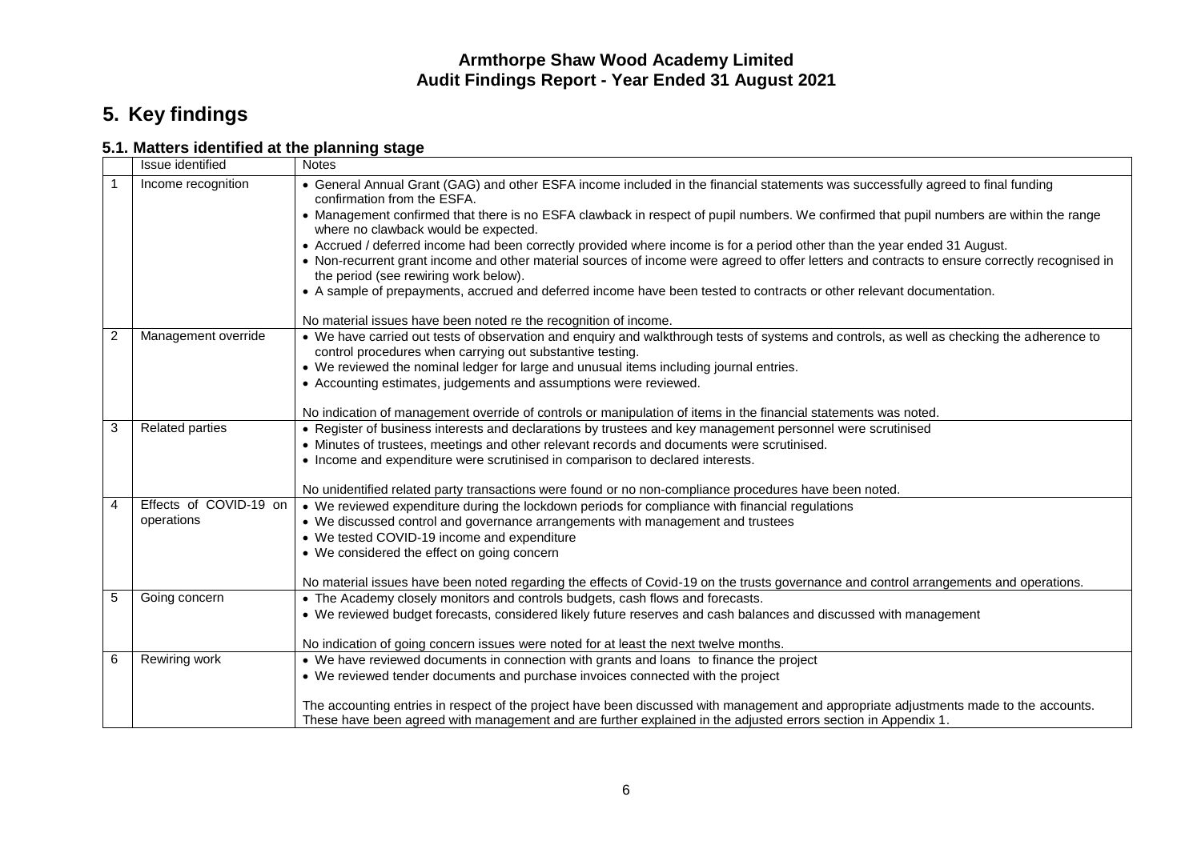## 5. Key findings

### 5.1. Matters identified at the planning stage

| | Issue identified | Notes |
|---|---|---|
| 1 | Income recognition | • General Annual Grant (GAG) and other ESFA income included in the financial statements was successfully agreed to final funding confirmation from the ESFA.<br>• Management confirmed that there is no ESFA clawback in respect of pupil numbers. We confirmed that pupil numbers are within the range where no clawback would be expected.<br>• Accrued / deferred income had been correctly provided where income is for a period other than the year ended 31 August.<br>• Non-recurrent grant income and other material sources of income were agreed to offer letters and contracts to ensure correctly recognised in the period (see rewiring work below).<br>• A sample of prepayments, accrued and deferred income have been tested to contracts or other relevant documentation.<br><br>No material issues have been noted re the recognition of income. |
| 2 | Management override | • We have carried out tests of observation and enquiry and walkthrough tests of systems and controls, as well as checking the adherence to control procedures when carrying out substantive testing.<br>• We reviewed the nominal ledger for large and unusual items including journal entries.<br>• Accounting estimates, judgements and assumptions were reviewed.<br><br>No indication of management override of controls or manipulation of items in the financial statements was noted. |
| 3 | Related parties | • Register of business interests and declarations by trustees and key management personnel were scrutinised<br>• Minutes of trustees, meetings and other relevant records and documents were scrutinised.<br>• Income and expenditure were scrutinised in comparison to declared interests.<br><br>No unidentified related party transactions were found or no non-compliance procedures have been noted. |
| 4 | Effects of COVID-19 on operations | • We reviewed expenditure during the lockdown periods for compliance with financial regulations<br>• We discussed control and governance arrangements with management and trustees<br>• We tested COVID-19 income and expenditure<br>• We considered the effect on going concern<br><br>No material issues have been noted regarding the effects of Covid-19 on the trusts governance and control arrangements and operations. |
| 5 | Going concern | • The Academy closely monitors and controls budgets, cash flows and forecasts.<br>• We reviewed budget forecasts, considered likely future reserves and cash balances and discussed with management<br><br>No indication of going concern issues were noted for at least the next twelve months. |
| 6 | Rewiring work | • We have reviewed documents in connection with grants and loans to finance the project<br>• We reviewed tender documents and purchase invoices connected with the project<br><br>The accounting entries in respect of the project have been discussed with management and appropriate adjustments made to the accounts. These have been agreed with management and are further explained in the adjusted errors section in Appendix 1. |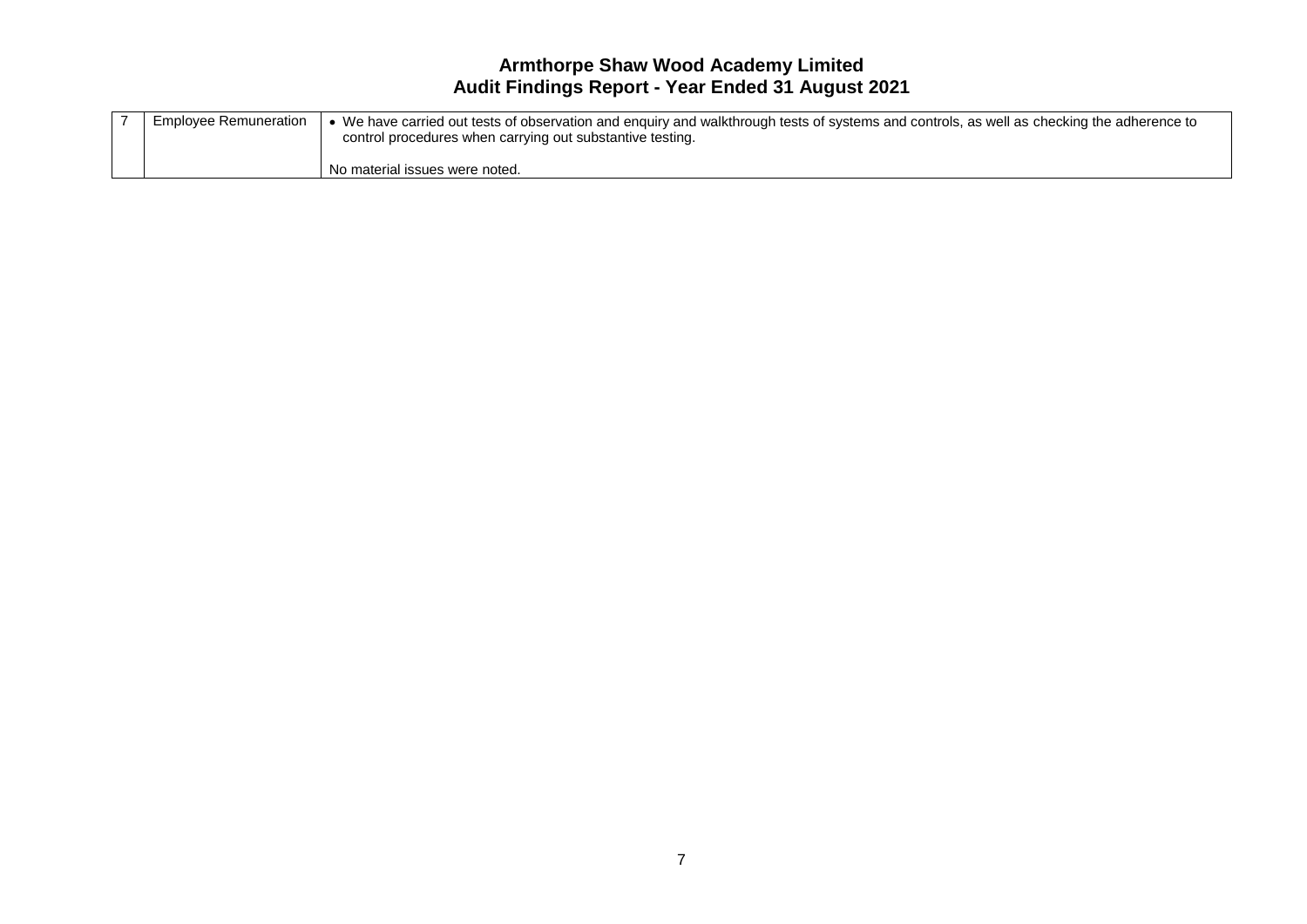# Armthorpe Shaw Wood Academy Limited
## Audit Findings Report - Year Ended 31 August 2021

| | | |
|---|---|---|
| 7 | Employee Remuneration | • We have carried out tests of observation and enquiry and walkthrough tests of systems and controls, as well as checking the adherence to control procedures when carrying out substantive testing.<br><br>No material issues were noted. |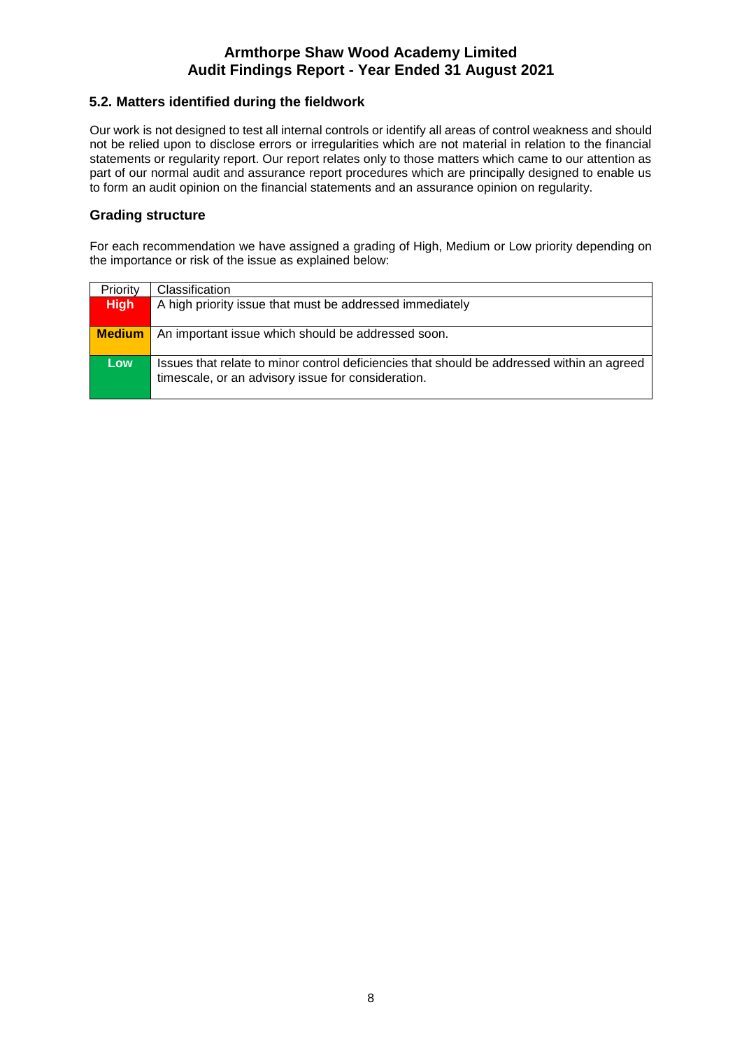## 5.2. Matters identified during the fieldwork

Our work is not designed to test all internal controls or identify all areas of control weakness and should not be relied upon to disclose errors or irregularities which are not material in relation to the financial statements or regularity report. Our report relates only to those matters which came to our attention as part of our normal audit and assurance report procedures which are principally designed to enable us to form an audit opinion on the financial statements and an assurance opinion on regularity.

### Grading structure

For each recommendation we have assigned a grading of High, Medium or Low priority depending on the importance or risk of the issue as explained below:

| Priority | Classification |
|---|---|
| **High** | A high priority issue that must be addressed immediately |
| **Medium** | An important issue which should be addressed soon. |
| **Low** | Issues that relate to minor control deficiencies that should be addressed within an agreed timescale, or an advisory issue for consideration. |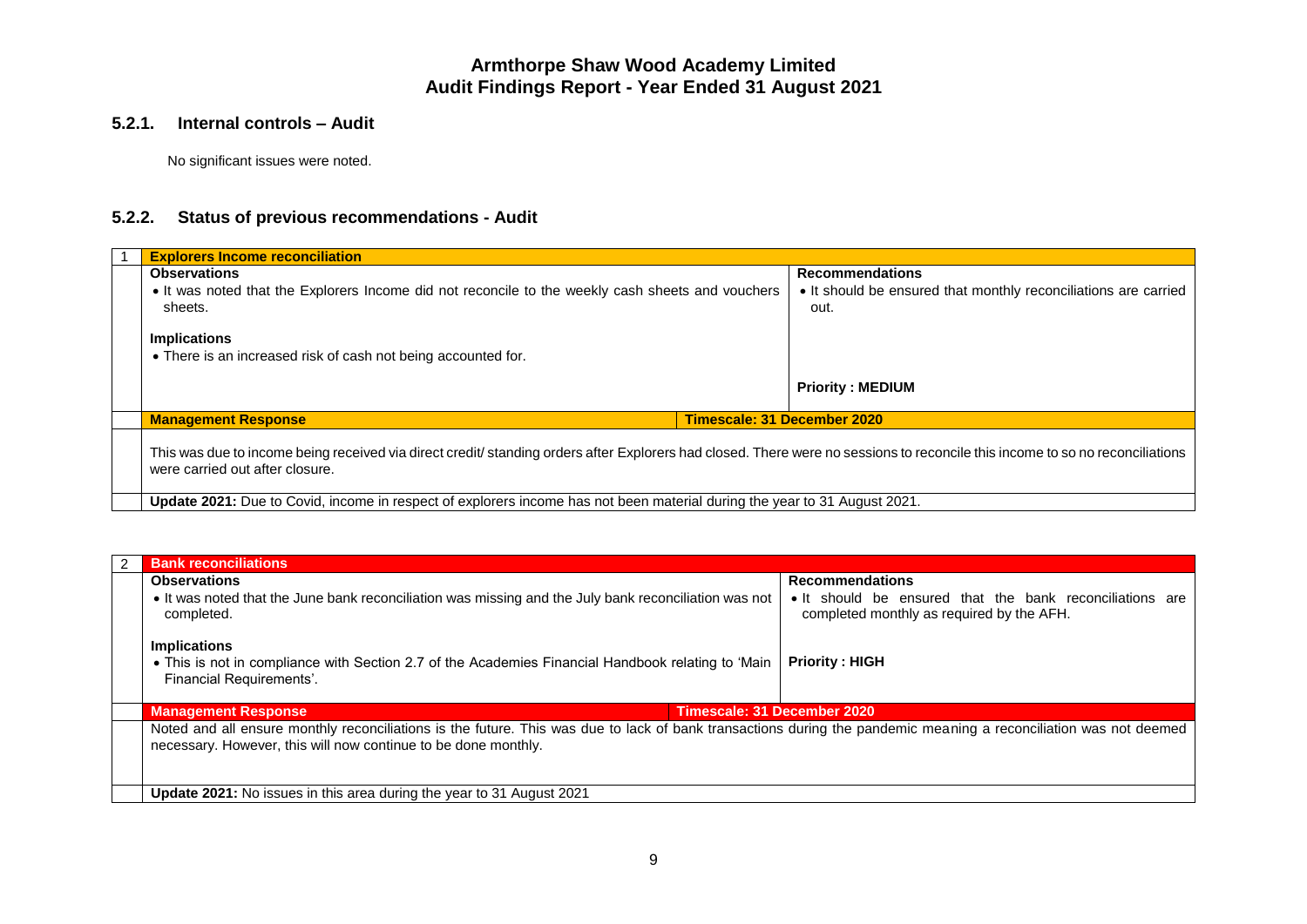# Armthorpe Shaw Wood Academy Limited
# Audit Findings Report - Year Ended 31 August 2021

### 5.2.1. Internal controls – Audit

No significant issues were noted.

### 5.2.2. Status of previous recommendations - Audit

| 1 | **Explorers Income reconciliation** | | |
|---|---|---|---|
| | **Observations**<br>• It was noted that the Explorers Income did not reconcile to the weekly cash sheets and vouchers sheets.<br><br>**Implications**<br>• There is an increased risk of cash not being accounted for. | | **Recommendations**<br>• It should be ensured that monthly reconciliations are carried out.<br><br>**Priority : MEDIUM** |
| | **Management Response** | **Timescale: 31 December 2020** | |
| | This was due to income being received via direct credit/ standing orders after Explorers had closed. There were no sessions to reconcile this income to so no reconciliations were carried out after closure. | | |
| | **Update 2021:** Due to Covid, income in respect of explorers income has not been material during the year to 31 August 2021. | | |

| 2 | **Bank reconciliations** | | |
|---|---|---|---|
| | **Observations**<br>• It was noted that the June bank reconciliation was missing and the July bank reconciliation was not completed.<br><br>**Implications**<br>• This is not in compliance with Section 2.7 of the Academies Financial Handbook relating to 'Main Financial Requirements'. | | **Recommendations**<br>• It should be ensured that the bank reconciliations are completed monthly as required by the AFH.<br><br>**Priority : HIGH** |
| | **Management Response** | **Timescale: 31 December 2020** | |
| | Noted and all ensure monthly reconciliations is the future. This was due to lack of bank transactions during the pandemic meaning a reconciliation was not deemed necessary. However, this will now continue to be done monthly. | | |
| | **Update 2021:** No issues in this area during the year to 31 August 2021 | | |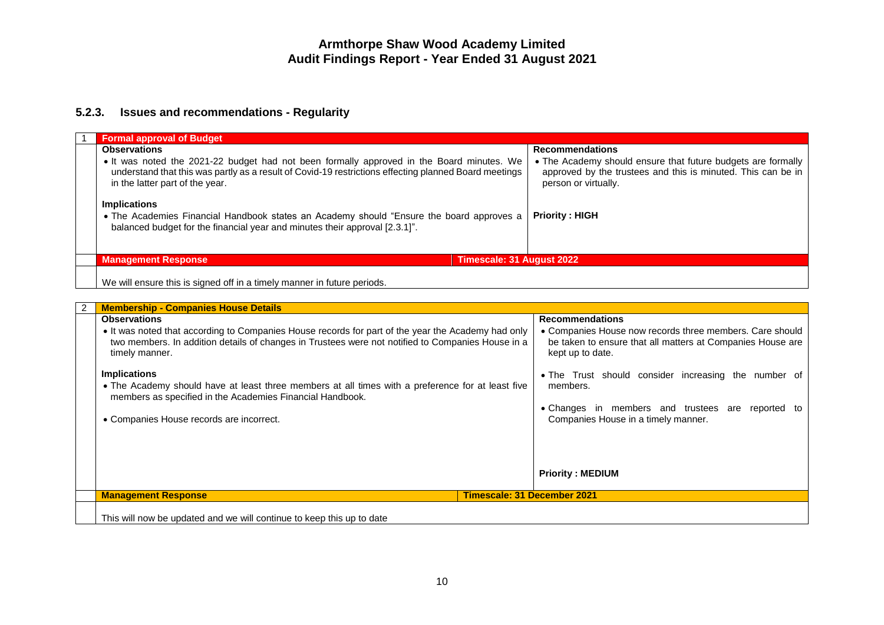# Armthorpe Shaw Wood Academy Limited
# Audit Findings Report - Year Ended 31 August 2021

### 5.2.3. Issues and recommendations - Regularity

| 1 | Formal approval of Budget | |
|---|---|---|
| | **Observations**<br>• It was noted the 2021-22 budget had not been formally approved in the Board minutes. We understand that this was partly as a result of Covid-19 restrictions effecting planned Board meetings in the latter part of the year.<br><br>**Implications**<br>• The Academies Financial Handbook states an Academy should "Ensure the board approves a balanced budget for the financial year and minutes their approval [2.3.1]". | **Recommendations**<br>• The Academy should ensure that future budgets are formally approved by the trustees and this is minuted. This can be in person or virtually.<br><br>**Priority : HIGH** |
| | **Management Response** | **Timescale: 31 August 2022** |
| | We will ensure this is signed off in a timely manner in future periods. | |

| 2 | Membership - Companies House Details | |
|---|---|---|
| | **Observations**<br>• It was noted that according to Companies House records for part of the year the Academy had only two members. In addition details of changes in Trustees were not notified to Companies House in a timely manner.<br><br>**Implications**<br>• The Academy should have at least three members at all times with a preference for at least five members as specified in the Academies Financial Handbook.<br><br>• Companies House records are incorrect. | **Recommendations**<br>• Companies House now records three members. Care should be taken to ensure that all matters at Companies House are kept up to date.<br><br>• The Trust should consider increasing the number of members.<br><br>• Changes in members and trustees are reported to Companies House in a timely manner.<br><br>**Priority : MEDIUM** |
| | **Management Response** | **Timescale: 31 December 2021** |
| | This will now be updated and we will continue to keep this up to date | |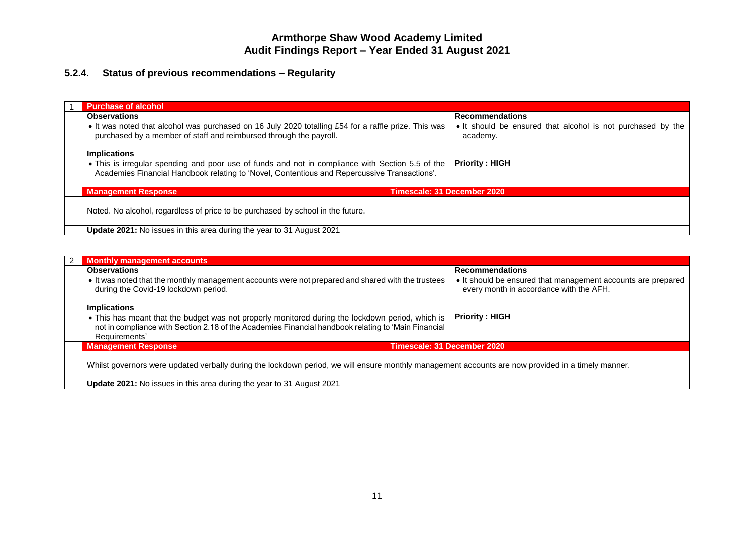### 5.2.4. Status of previous recommendations – Regularity

| 1 | **Purchase of alcohol** | |
|---|---|---|
| | **Observations**<br>• It was noted that alcohol was purchased on 16 July 2020 totalling £54 for a raffle prize. This was purchased by a member of staff and reimbursed through the payroll.<br><br>**Implications**<br>• This is irregular spending and poor use of funds and not in compliance with Section 5.5 of the Academies Financial Handbook relating to 'Novel, Contentious and Repercussive Transactions'. | **Recommendations**<br>• It should be ensured that alcohol is not purchased by the academy.<br><br>**Priority : HIGH** |
| | **Management Response** | **Timescale: 31 December 2020** |
| | Noted. No alcohol, regardless of price to be purchased by school in the future. | |
| | **Update 2021:** No issues in this area during the year to 31 August 2021 | |

| 2 | **Monthly management accounts** | |
|---|---|---|
| | **Observations**<br>• It was noted that the monthly management accounts were not prepared and shared with the trustees during the Covid-19 lockdown period.<br><br>**Implications**<br>• This has meant that the budget was not properly monitored during the lockdown period, which is not in compliance with Section 2.18 of the Academies Financial handbook relating to 'Main Financial Requirements' | **Recommendations**<br>• It should be ensured that management accounts are prepared every month in accordance with the AFH.<br><br>**Priority : HIGH** |
| | **Management Response** | **Timescale: 31 December 2020** |
| | Whilst governors were updated verbally during the lockdown period, we will ensure monthly management accounts are now provided in a timely manner. | |
| | **Update 2021:** No issues in this area during the year to 31 August 2021 | |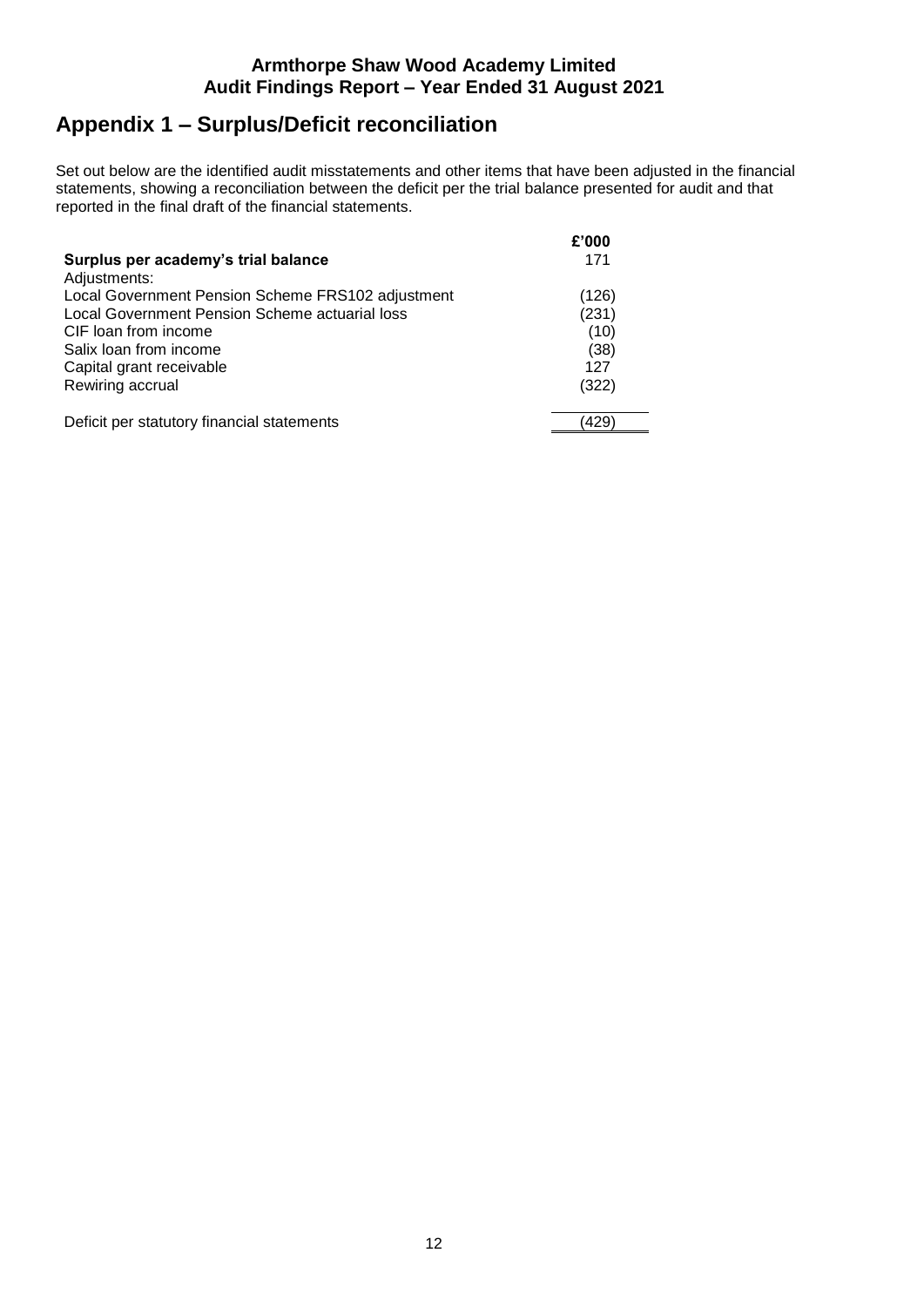## Appendix 1 – Surplus/Deficit reconciliation

Set out below are the identified audit misstatements and other items that have been adjusted in the financial statements, showing a reconciliation between the deficit per the trial balance presented for audit and that reported in the final draft of the financial statements.

| | £'000 |
|---|---|
| **Surplus per academy's trial balance** | 171 |
| Adjustments: | |
| Local Government Pension Scheme FRS102 adjustment | (126) |
| Local Government Pension Scheme actuarial loss | (231) |
| CIF loan from income | (10) |
| Salix loan from income | (38) |
| Capital grant receivable | 127 |
| Rewiring accrual | (322) |
| Deficit per statutory financial statements | (429) |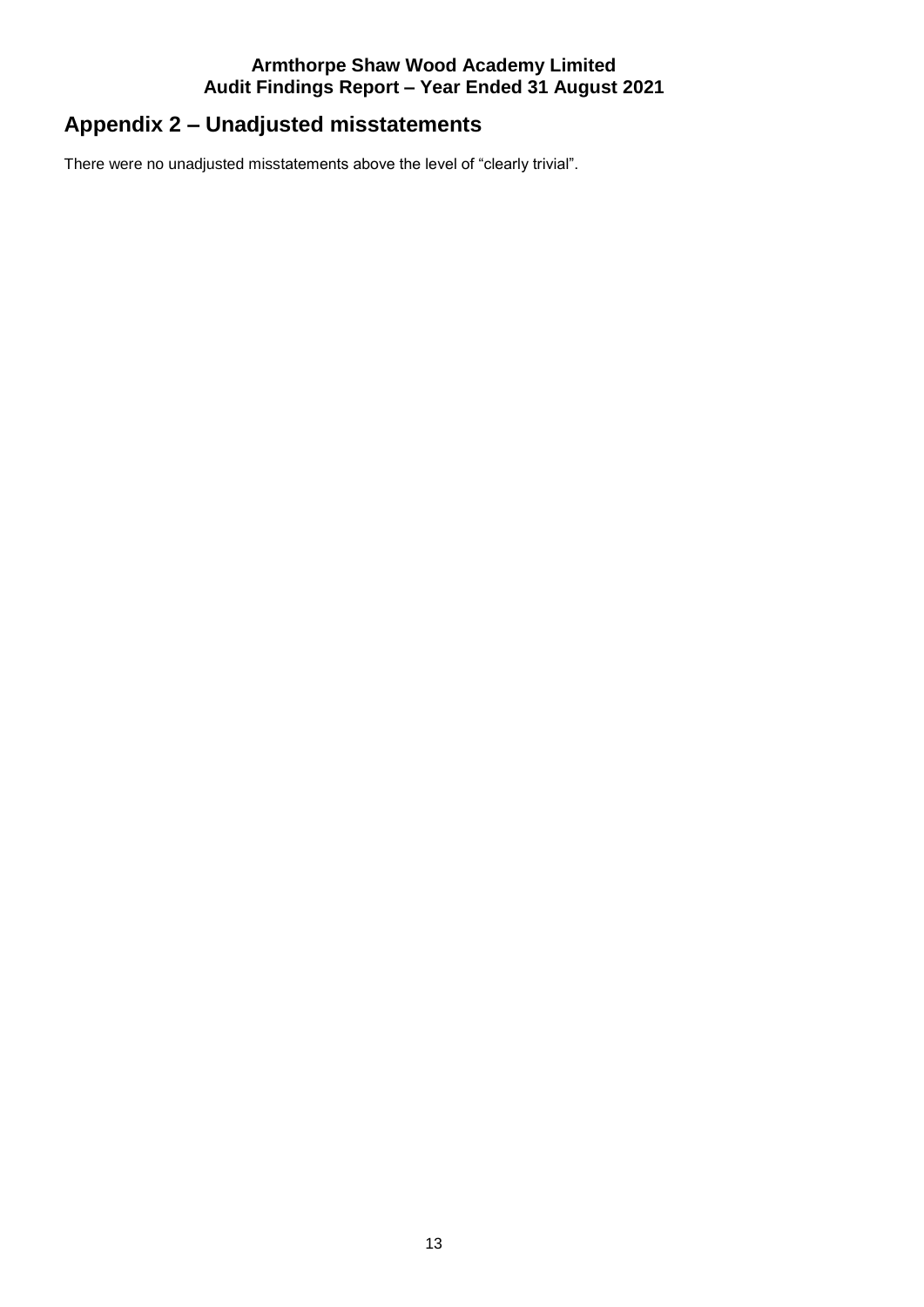## Appendix 2 – Unadjusted misstatements

There were no unadjusted misstatements above the level of “clearly trivial”.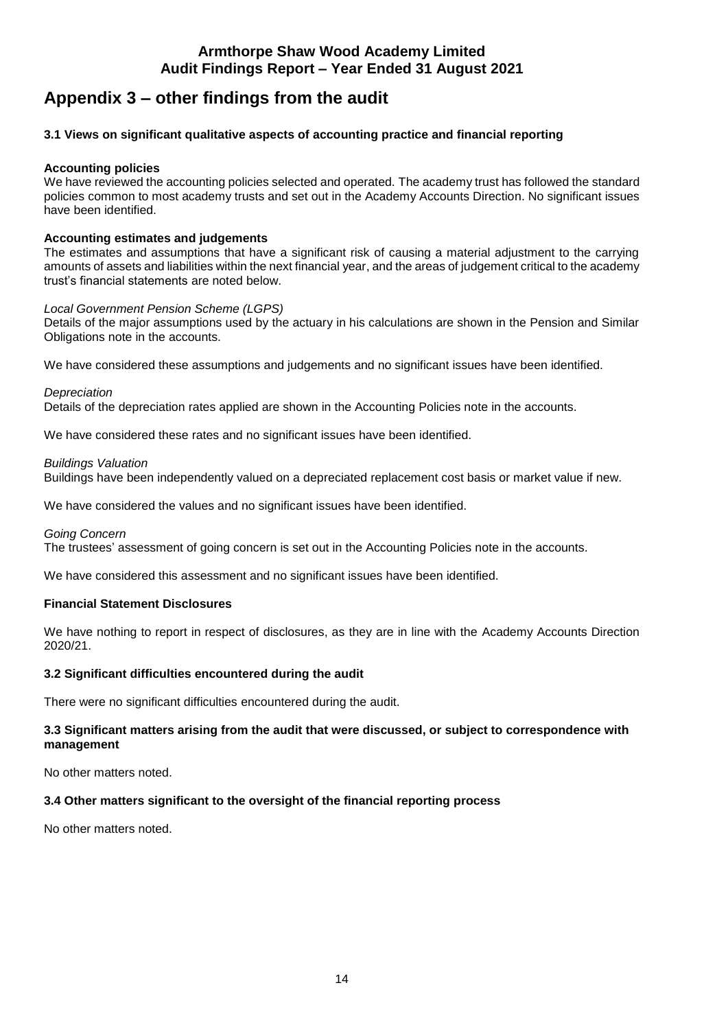# Appendix 3 – other findings from the audit

### 3.1 Views on significant qualitative aspects of accounting practice and financial reporting

**Accounting policies**
We have reviewed the accounting policies selected and operated. The academy trust has followed the standard policies common to most academy trusts and set out in the Academy Accounts Direction. No significant issues have been identified.

**Accounting estimates and judgements**
The estimates and assumptions that have a significant risk of causing a material adjustment to the carrying amounts of assets and liabilities within the next financial year, and the areas of judgement critical to the academy trust's financial statements are noted below.

*Local Government Pension Scheme (LGPS)*
Details of the major assumptions used by the actuary in his calculations are shown in the Pension and Similar Obligations note in the accounts.

We have considered these assumptions and judgements and no significant issues have been identified.

*Depreciation*
Details of the depreciation rates applied are shown in the Accounting Policies note in the accounts.

We have considered these rates and no significant issues have been identified.

*Buildings Valuation*
Buildings have been independently valued on a depreciated replacement cost basis or market value if new.

We have considered the values and no significant issues have been identified.

*Going Concern*
The trustees' assessment of going concern is set out in the Accounting Policies note in the accounts.

We have considered this assessment and no significant issues have been identified.

**Financial Statement Disclosures**

We have nothing to report in respect of disclosures, as they are in line with the Academy Accounts Direction 2020/21.

### 3.2 Significant difficulties encountered during the audit

There were no significant difficulties encountered during the audit.

### 3.3 Significant matters arising from the audit that were discussed, or subject to correspondence with management

No other matters noted.

### 3.4 Other matters significant to the oversight of the financial reporting process

No other matters noted.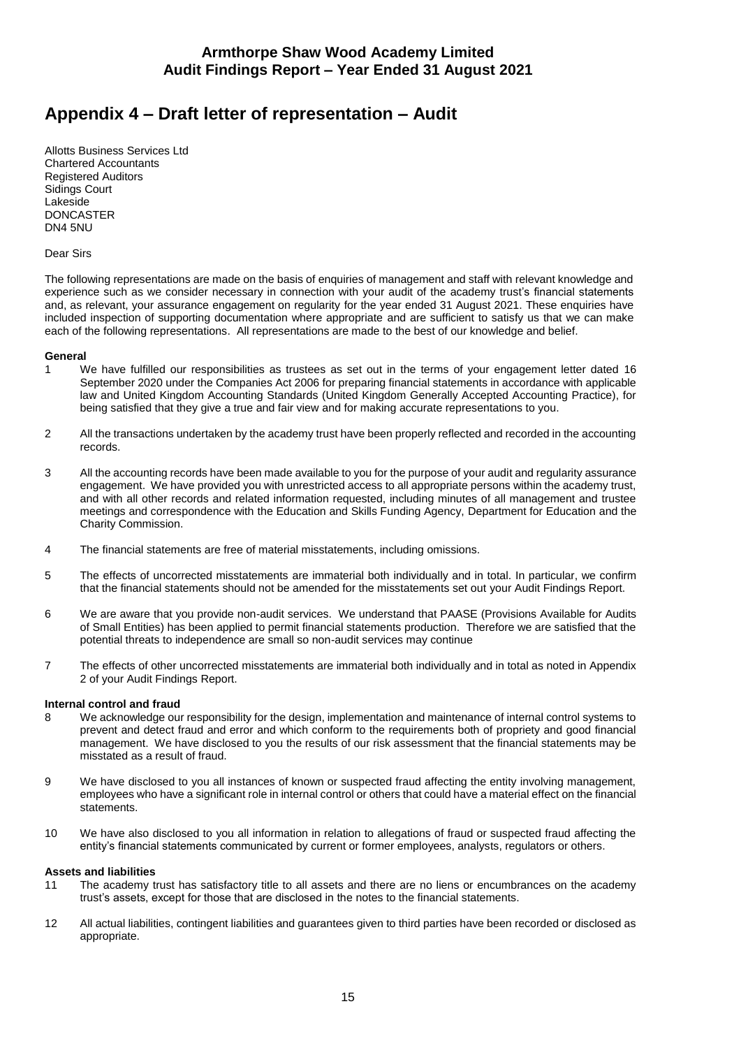# Appendix 4 – Draft letter of representation – Audit

Allotts Business Services Ltd
Chartered Accountants
Registered Auditors
Sidings Court
Lakeside
DONCASTER
DN4 5NU

Dear Sirs

The following representations are made on the basis of enquiries of management and staff with relevant knowledge and experience such as we consider necessary in connection with your audit of the academy trust's financial statements and, as relevant, your assurance engagement on regularity for the year ended 31 August 2021. These enquiries have included inspection of supporting documentation where appropriate and are sufficient to satisfy us that we can make each of the following representations. All representations are made to the best of our knowledge and belief.

**General**

1 We have fulfilled our responsibilities as trustees as set out in the terms of your engagement letter dated 16 September 2020 under the Companies Act 2006 for preparing financial statements in accordance with applicable law and United Kingdom Accounting Standards (United Kingdom Generally Accepted Accounting Practice), for being satisfied that they give a true and fair view and for making accurate representations to you.

2 All the transactions undertaken by the academy trust have been properly reflected and recorded in the accounting records.

3 All the accounting records have been made available to you for the purpose of your audit and regularity assurance engagement. We have provided you with unrestricted access to all appropriate persons within the academy trust, and with all other records and related information requested, including minutes of all management and trustee meetings and correspondence with the Education and Skills Funding Agency, Department for Education and the Charity Commission.

4 The financial statements are free of material misstatements, including omissions.

5 The effects of uncorrected misstatements are immaterial both individually and in total. In particular, we confirm that the financial statements should not be amended for the misstatements set out your Audit Findings Report.

6 We are aware that you provide non-audit services. We understand that PAASE (Provisions Available for Audits of Small Entities) has been applied to permit financial statements production. Therefore we are satisfied that the potential threats to independence are small so non-audit services may continue

7 The effects of other uncorrected misstatements are immaterial both individually and in total as noted in Appendix 2 of your Audit Findings Report.

**Internal control and fraud**

8 We acknowledge our responsibility for the design, implementation and maintenance of internal control systems to prevent and detect fraud and error and which conform to the requirements both of propriety and good financial management. We have disclosed to you the results of our risk assessment that the financial statements may be misstated as a result of fraud.

9 We have disclosed to you all instances of known or suspected fraud affecting the entity involving management, employees who have a significant role in internal control or others that could have a material effect on the financial statements.

10 We have also disclosed to you all information in relation to allegations of fraud or suspected fraud affecting the entity's financial statements communicated by current or former employees, analysts, regulators or others.

**Assets and liabilities**

11 The academy trust has satisfactory title to all assets and there are no liens or encumbrances on the academy trust's assets, except for those that are disclosed in the notes to the financial statements.

12 All actual liabilities, contingent liabilities and guarantees given to third parties have been recorded or disclosed as appropriate.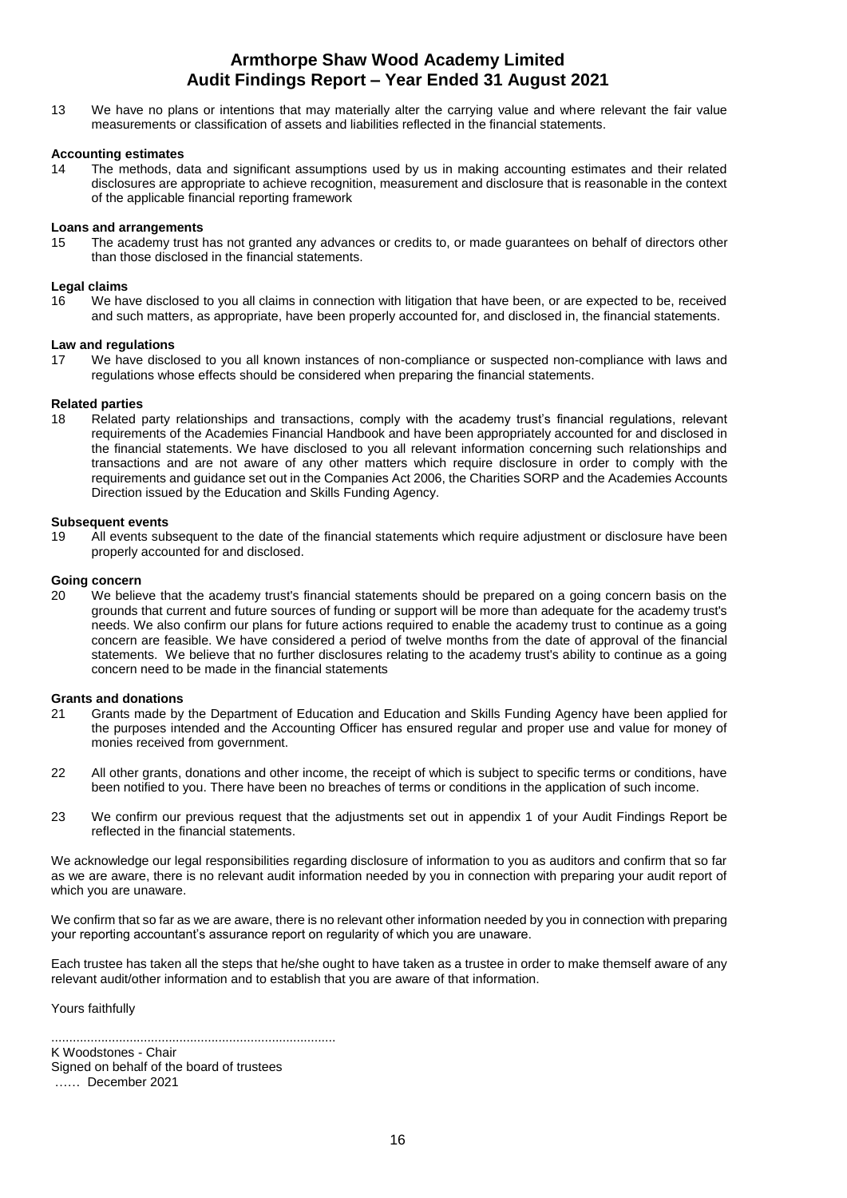13 We have no plans or intentions that may materially alter the carrying value and where relevant the fair value measurements or classification of assets and liabilities reflected in the financial statements.

**Accounting estimates**

14 The methods, data and significant assumptions used by us in making accounting estimates and their related disclosures are appropriate to achieve recognition, measurement and disclosure that is reasonable in the context of the applicable financial reporting framework

**Loans and arrangements**

15 The academy trust has not granted any advances or credits to, or made guarantees on behalf of directors other than those disclosed in the financial statements.

**Legal claims**

16 We have disclosed to you all claims in connection with litigation that have been, or are expected to be, received and such matters, as appropriate, have been properly accounted for, and disclosed in, the financial statements.

**Law and regulations**

17 We have disclosed to you all known instances of non-compliance or suspected non-compliance with laws and regulations whose effects should be considered when preparing the financial statements.

**Related parties**

18 Related party relationships and transactions, comply with the academy trust's financial regulations, relevant requirements of the Academies Financial Handbook and have been appropriately accounted for and disclosed in the financial statements. We have disclosed to you all relevant information concerning such relationships and transactions and are not aware of any other matters which require disclosure in order to comply with the requirements and guidance set out in the Companies Act 2006, the Charities SORP and the Academies Accounts Direction issued by the Education and Skills Funding Agency.

**Subsequent events**

19 All events subsequent to the date of the financial statements which require adjustment or disclosure have been properly accounted for and disclosed.

**Going concern**

20 We believe that the academy trust's financial statements should be prepared on a going concern basis on the grounds that current and future sources of funding or support will be more than adequate for the academy trust's needs. We also confirm our plans for future actions required to enable the academy trust to continue as a going concern are feasible. We have considered a period of twelve months from the date of approval of the financial statements. We believe that no further disclosures relating to the academy trust's ability to continue as a going concern need to be made in the financial statements

**Grants and donations**

21 Grants made by the Department of Education and Education and Skills Funding Agency have been applied for the purposes intended and the Accounting Officer has ensured regular and proper use and value for money of monies received from government.

22 All other grants, donations and other income, the receipt of which is subject to specific terms or conditions, have been notified to you. There have been no breaches of terms or conditions in the application of such income.

23 We confirm our previous request that the adjustments set out in appendix 1 of your Audit Findings Report be reflected in the financial statements.

We acknowledge our legal responsibilities regarding disclosure of information to you as auditors and confirm that so far as we are aware, there is no relevant audit information needed by you in connection with preparing your audit report of which you are unaware.

We confirm that so far as we are aware, there is no relevant other information needed by you in connection with preparing your reporting accountant's assurance report on regularity of which you are unaware.

Each trustee has taken all the steps that he/she ought to have taken as a trustee in order to make themself aware of any relevant audit/other information and to establish that you are aware of that information.

Yours faithfully

................................................................................
K Woodstones - Chair
Signed on behalf of the board of trustees
…… December 2021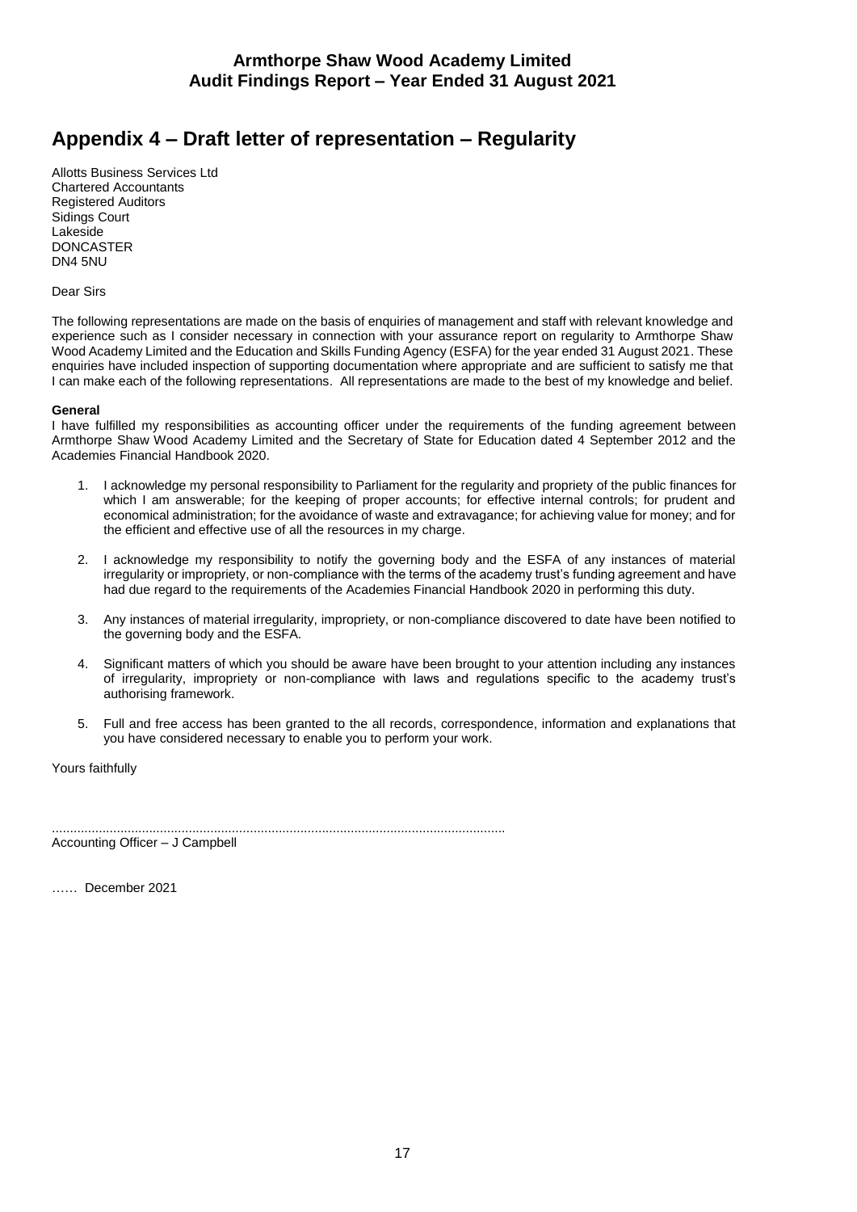# Appendix 4 – Draft letter of representation – Regularity

Allotts Business Services Ltd
Chartered Accountants
Registered Auditors
Sidings Court
Lakeside
DONCASTER
DN4 5NU

Dear Sirs

The following representations are made on the basis of enquiries of management and staff with relevant knowledge and experience such as I consider necessary in connection with your assurance report on regularity to Armthorpe Shaw Wood Academy Limited and the Education and Skills Funding Agency (ESFA) for the year ended 31 August 2021. These enquiries have included inspection of supporting documentation where appropriate and are sufficient to satisfy me that I can make each of the following representations. All representations are made to the best of my knowledge and belief.

**General**
I have fulfilled my responsibilities as accounting officer under the requirements of the funding agreement between Armthorpe Shaw Wood Academy Limited and the Secretary of State for Education dated 4 September 2012 and the Academies Financial Handbook 2020.

1. I acknowledge my personal responsibility to Parliament for the regularity and propriety of the public finances for which I am answerable; for the keeping of proper accounts; for effective internal controls; for prudent and economical administration; for the avoidance of waste and extravagance; for achieving value for money; and for the efficient and effective use of all the resources in my charge.

2. I acknowledge my responsibility to notify the governing body and the ESFA of any instances of material irregularity or impropriety, or non-compliance with the terms of the academy trust's funding agreement and have had due regard to the requirements of the Academies Financial Handbook 2020 in performing this duty.

3. Any instances of material irregularity, impropriety, or non-compliance discovered to date have been notified to the governing body and the ESFA.

4. Significant matters of which you should be aware have been brought to your attention including any instances of irregularity, impropriety or non-compliance with laws and regulations specific to the academy trust's authorising framework.

5. Full and free access has been granted to the all records, correspondence, information and explanations that you have considered necessary to enable you to perform your work.

Yours faithfully

............................................................................................................................
Accounting Officer – J Campbell

…… December 2021